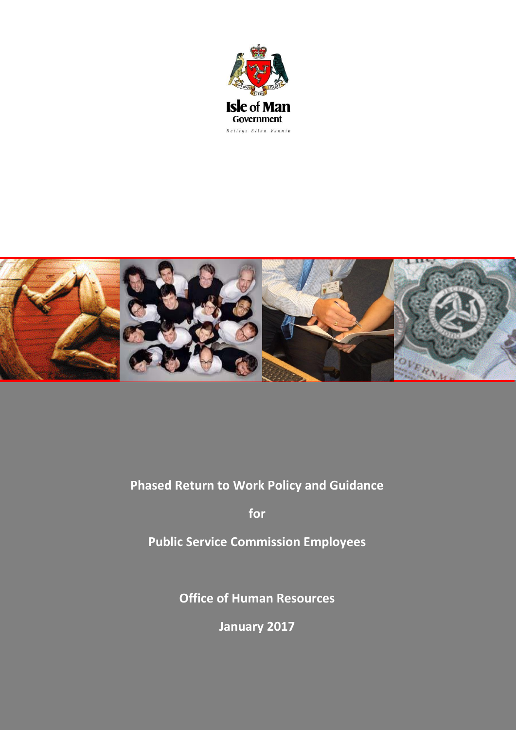Isle of Man Government

Reiltys Ellan Vannin

# Phased Return to Work Policy and Guidance

**for**

**Public Service Commission Employees**

**Office of Human Resources**

**January 2017**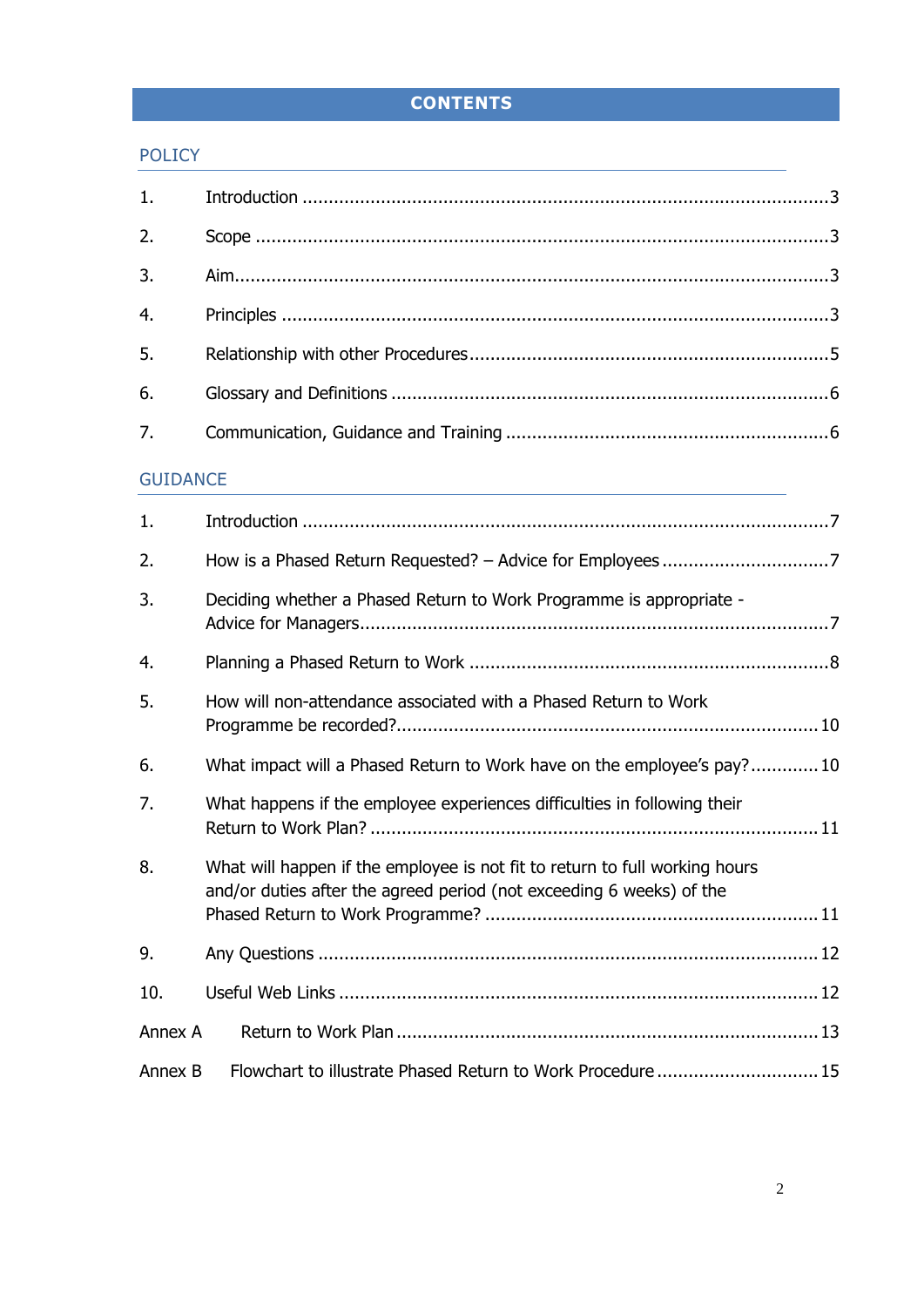# CONTENTS

## POLICY

1. Introduction ....................................................................................................3
2. Scope ............................................................................................................3
3. Aim................................................................................................................3
4. Principles ......................................................................................................3
5. Relationship with other Procedures....................................................................5
6. Glossary and Definitions ..................................................................................6
7. Communication, Guidance and Training .............................................................6

## GUIDANCE

1. Introduction ....................................................................................................7
2. How is a Phased Return Requested? – Advice for Employees ................................7
3. Deciding whether a Phased Return to Work Programme is appropriate - Advice for Managers........................................................................................7
4. Planning a Phased Return to Work ....................................................................8
5. How will non-attendance associated with a Phased Return to Work Programme be recorded?...............................................................................10
6. What impact will a Phased Return to Work have on the employee's pay?.............10
7. What happens if the employee experiences difficulties in following their Return to Work Plan? ....................................................................................11
8. What will happen if the employee is not fit to return to full working hours and/or duties after the agreed period (not exceeding 6 weeks) of the Phased Return to Work Programme? ...............................................................11
9. Any Questions ..............................................................................................12
10. Useful Web Links ..........................................................................................12

Annex A Return to Work Plan ................................................................................13

Annex B Flowchart to illustrate Phased Return to Work Procedure ...............................15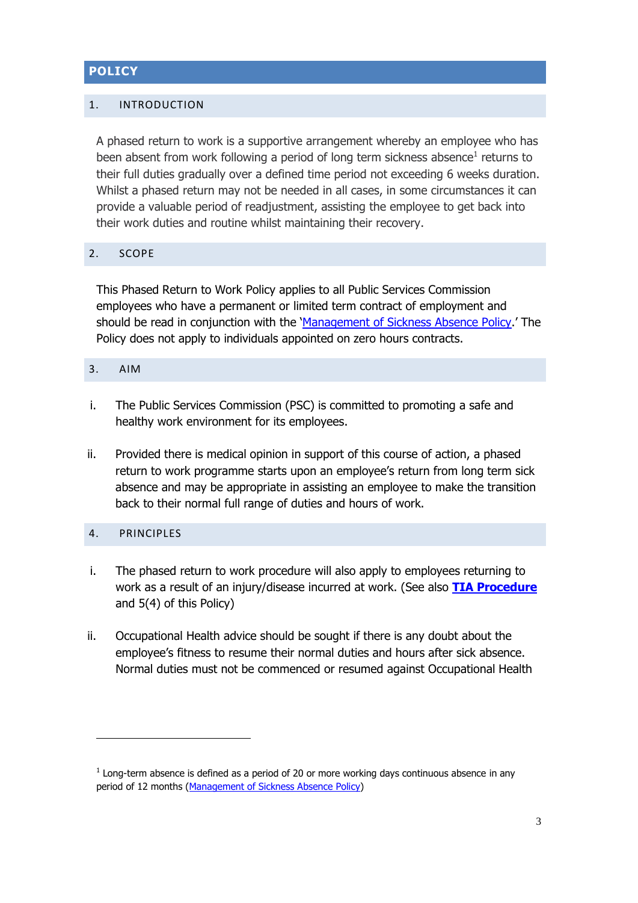# POLICY

## 1. INTRODUCTION

A phased return to work is a supportive arrangement whereby an employee who has been absent from work following a period of long term sickness absence[1] returns to their full duties gradually over a defined time period not exceeding 6 weeks duration. Whilst a phased return may not be needed in all cases, in some circumstances it can provide a valuable period of readjustment, assisting the employee to get back into their work duties and routine whilst maintaining their recovery.

## 2. SCOPE

This Phased Return to Work Policy applies to all Public Services Commission employees who have a permanent or limited term contract of employment and should be read in conjunction with the 'Management of Sickness Absence Policy.' The Policy does not apply to individuals appointed on zero hours contracts.

## 3. AIM

i. The Public Services Commission (PSC) is committed to promoting a safe and healthy work environment for its employees.

ii. Provided there is medical opinion in support of this course of action, a phased return to work programme starts upon an employee's return from long term sick absence and may be appropriate in assisting an employee to make the transition back to their normal full range of duties and hours of work.

## 4. PRINCIPLES

i. The phased return to work procedure will also apply to employees returning to work as a result of an injury/disease incurred at work. (See also **TIA Procedure** and 5(4) of this Policy)

ii. Occupational Health advice should be sought if there is any doubt about the employee's fitness to resume their normal duties and hours after sick absence. Normal duties must not be commenced or resumed against Occupational Health

---

[1] Long-term absence is defined as a period of 20 or more working days continuous absence in any period of 12 months (Management of Sickness Absence Policy)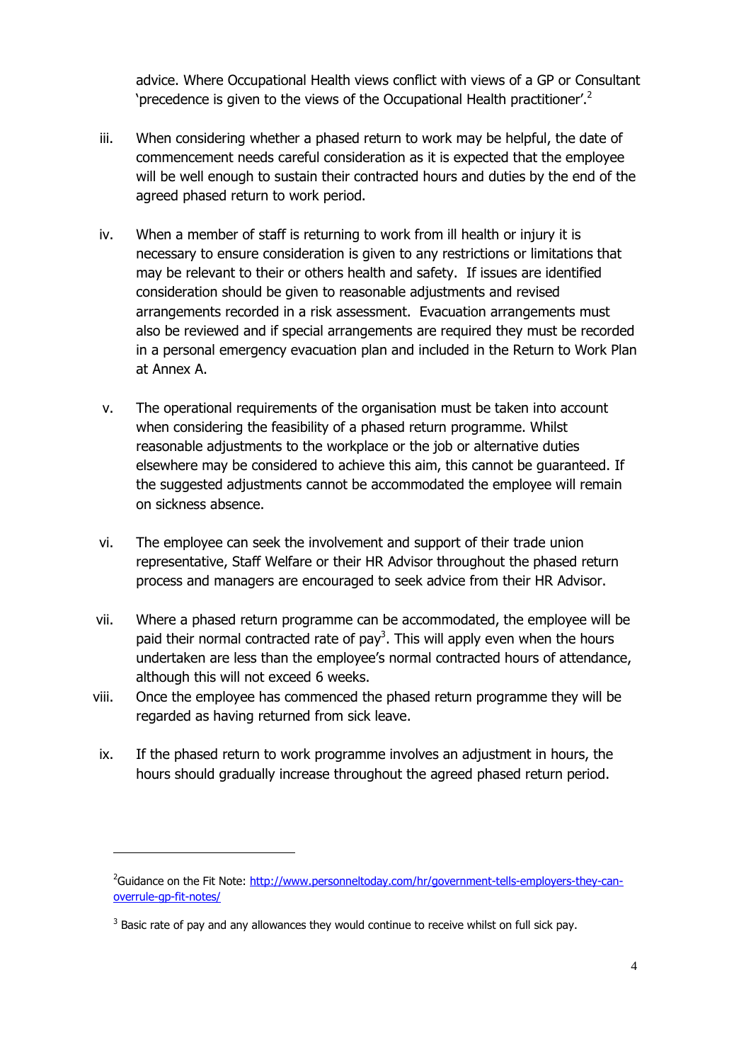advice. Where Occupational Health views conflict with views of a GP or Consultant 'precedence is given to the views of the Occupational Health practitioner'.[2]

iii. When considering whether a phased return to work may be helpful, the date of commencement needs careful consideration as it is expected that the employee will be well enough to sustain their contracted hours and duties by the end of the agreed phased return to work period.

iv. When a member of staff is returning to work from ill health or injury it is necessary to ensure consideration is given to any restrictions or limitations that may be relevant to their or others health and safety. If issues are identified consideration should be given to reasonable adjustments and revised arrangements recorded in a risk assessment. Evacuation arrangements must also be reviewed and if special arrangements are required they must be recorded in a personal emergency evacuation plan and included in the Return to Work Plan at Annex A.

v. The operational requirements of the organisation must be taken into account when considering the feasibility of a phased return programme. Whilst reasonable adjustments to the workplace or the job or alternative duties elsewhere may be considered to achieve this aim, this cannot be guaranteed. If the suggested adjustments cannot be accommodated the employee will remain on sickness absence.

vi. The employee can seek the involvement and support of their trade union representative, Staff Welfare or their HR Advisor throughout the phased return process and managers are encouraged to seek advice from their HR Advisor.

vii. Where a phased return programme can be accommodated, the employee will be paid their normal contracted rate of pay[3]. This will apply even when the hours undertaken are less than the employee's normal contracted hours of attendance, although this will not exceed 6 weeks.

viii. Once the employee has commenced the phased return programme they will be regarded as having returned from sick leave.

ix. If the phased return to work programme involves an adjustment in hours, the hours should gradually increase throughout the agreed phased return period.

---

[2] Guidance on the Fit Note: http://www.personneltoday.com/hr/government-tells-employers-they-can-overrule-gp-fit-notes/

[3] Basic rate of pay and any allowances they would continue to receive whilst on full sick pay.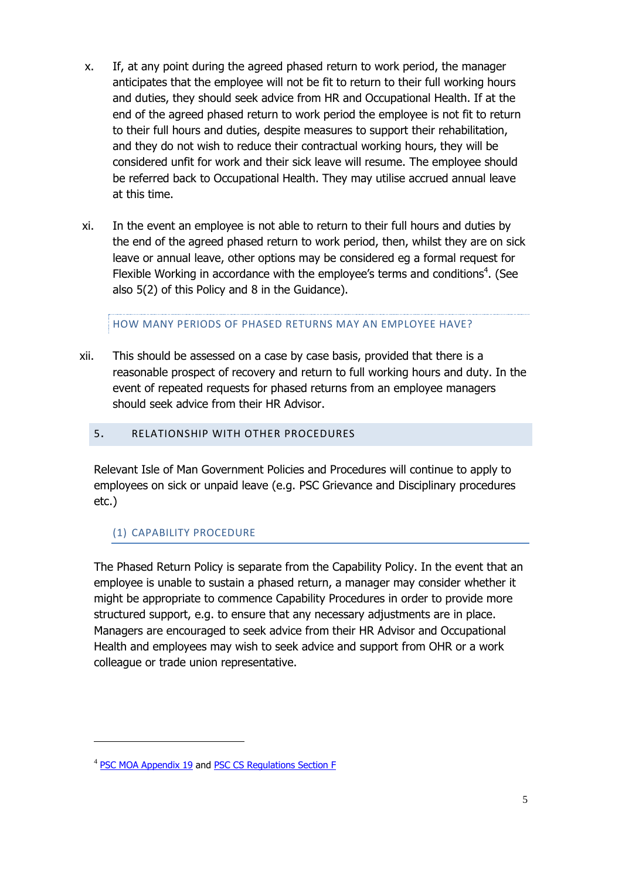x. If, at any point during the agreed phased return to work period, the manager anticipates that the employee will not be fit to return to their full working hours and duties, they should seek advice from HR and Occupational Health. If at the end of the agreed phased return to work period the employee is not fit to return to their full hours and duties, despite measures to support their rehabilitation, and they do not wish to reduce their contractual working hours, they will be considered unfit for work and their sick leave will resume. The employee should be referred back to Occupational Health. They may utilise accrued annual leave at this time.

xi. In the event an employee is not able to return to their full hours and duties by the end of the agreed phased return to work period, then, whilst they are on sick leave or annual leave, other options may be considered eg a formal request for Flexible Working in accordance with the employee's terms and conditions[4]. (See also 5(2) of this Policy and 8 in the Guidance).

#### HOW MANY PERIODS OF PHASED RETURNS MAY AN EMPLOYEE HAVE?

xii. This should be assessed on a case by case basis, provided that there is a reasonable prospect of recovery and return to full working hours and duty. In the event of repeated requests for phased returns from an employee managers should seek advice from their HR Advisor.

## 5. RELATIONSHIP WITH OTHER PROCEDURES

Relevant Isle of Man Government Policies and Procedures will continue to apply to employees on sick or unpaid leave (e.g. PSC Grievance and Disciplinary procedures etc.)

### (1) CAPABILITY PROCEDURE

The Phased Return Policy is separate from the Capability Policy. In the event that an employee is unable to sustain a phased return, a manager may consider whether it might be appropriate to commence Capability Procedures in order to provide more structured support, e.g. to ensure that any necessary adjustments are in place. Managers are encouraged to seek advice from their HR Advisor and Occupational Health and employees may wish to seek advice and support from OHR or a work colleague or trade union representative.

---

[4] PSC MOA Appendix 19 and PSC CS Regulations Section F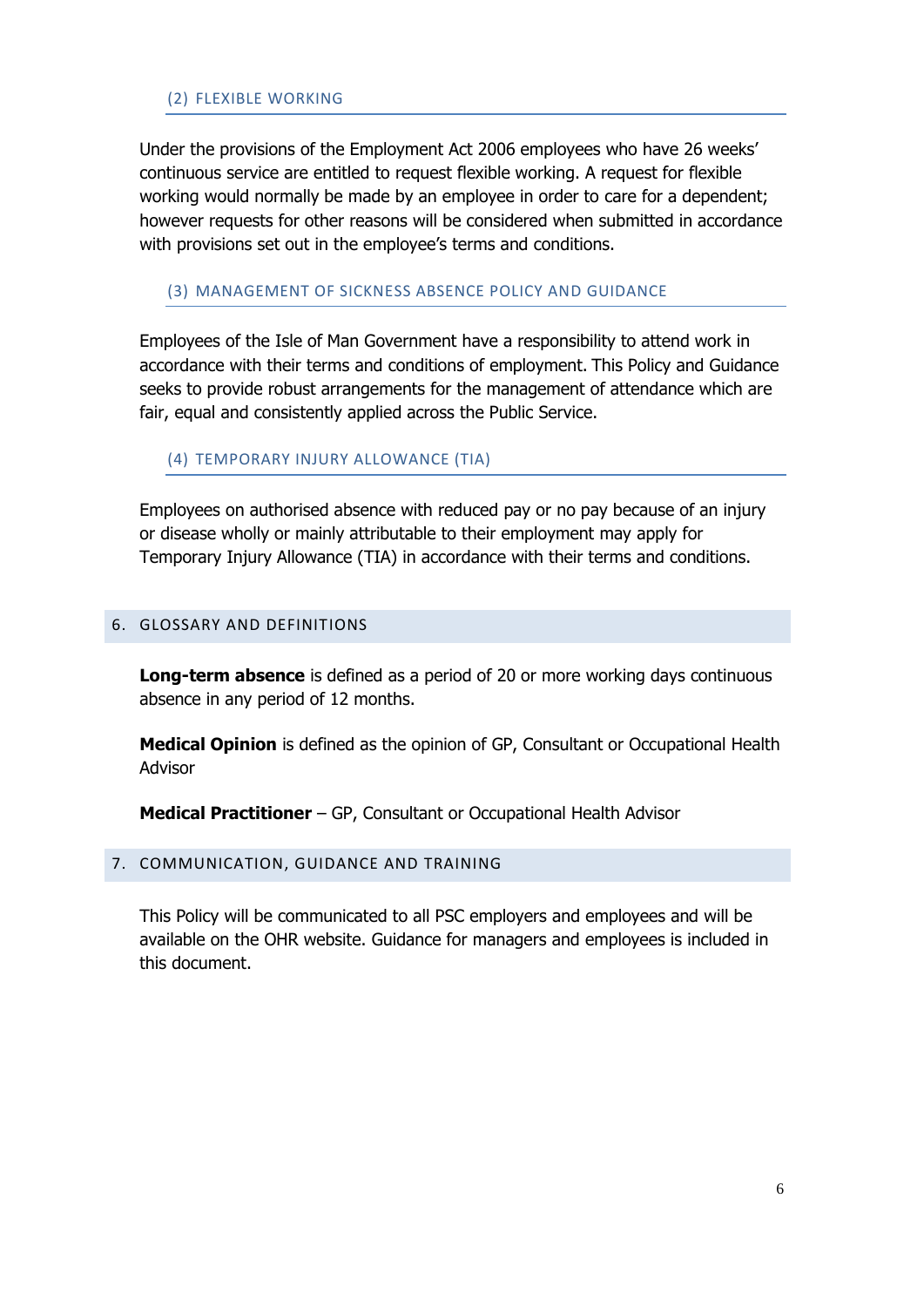### (2) FLEXIBLE WORKING

Under the provisions of the Employment Act 2006 employees who have 26 weeks' continuous service are entitled to request flexible working. A request for flexible working would normally be made by an employee in order to care for a dependent; however requests for other reasons will be considered when submitted in accordance with provisions set out in the employee's terms and conditions.

### (3) MANAGEMENT OF SICKNESS ABSENCE POLICY AND GUIDANCE

Employees of the Isle of Man Government have a responsibility to attend work in accordance with their terms and conditions of employment. This Policy and Guidance seeks to provide robust arrangements for the management of attendance which are fair, equal and consistently applied across the Public Service.

### (4) TEMPORARY INJURY ALLOWANCE (TIA)

Employees on authorised absence with reduced pay or no pay because of an injury or disease wholly or mainly attributable to their employment may apply for Temporary Injury Allowance (TIA) in accordance with their terms and conditions.

## 6. GLOSSARY AND DEFINITIONS

**Long-term absence** is defined as a period of 20 or more working days continuous absence in any period of 12 months.

**Medical Opinion** is defined as the opinion of GP, Consultant or Occupational Health Advisor

**Medical Practitioner** – GP, Consultant or Occupational Health Advisor

## 7. COMMUNICATION, GUIDANCE AND TRAINING

This Policy will be communicated to all PSC employers and employees and will be available on the OHR website. Guidance for managers and employees is included in this document.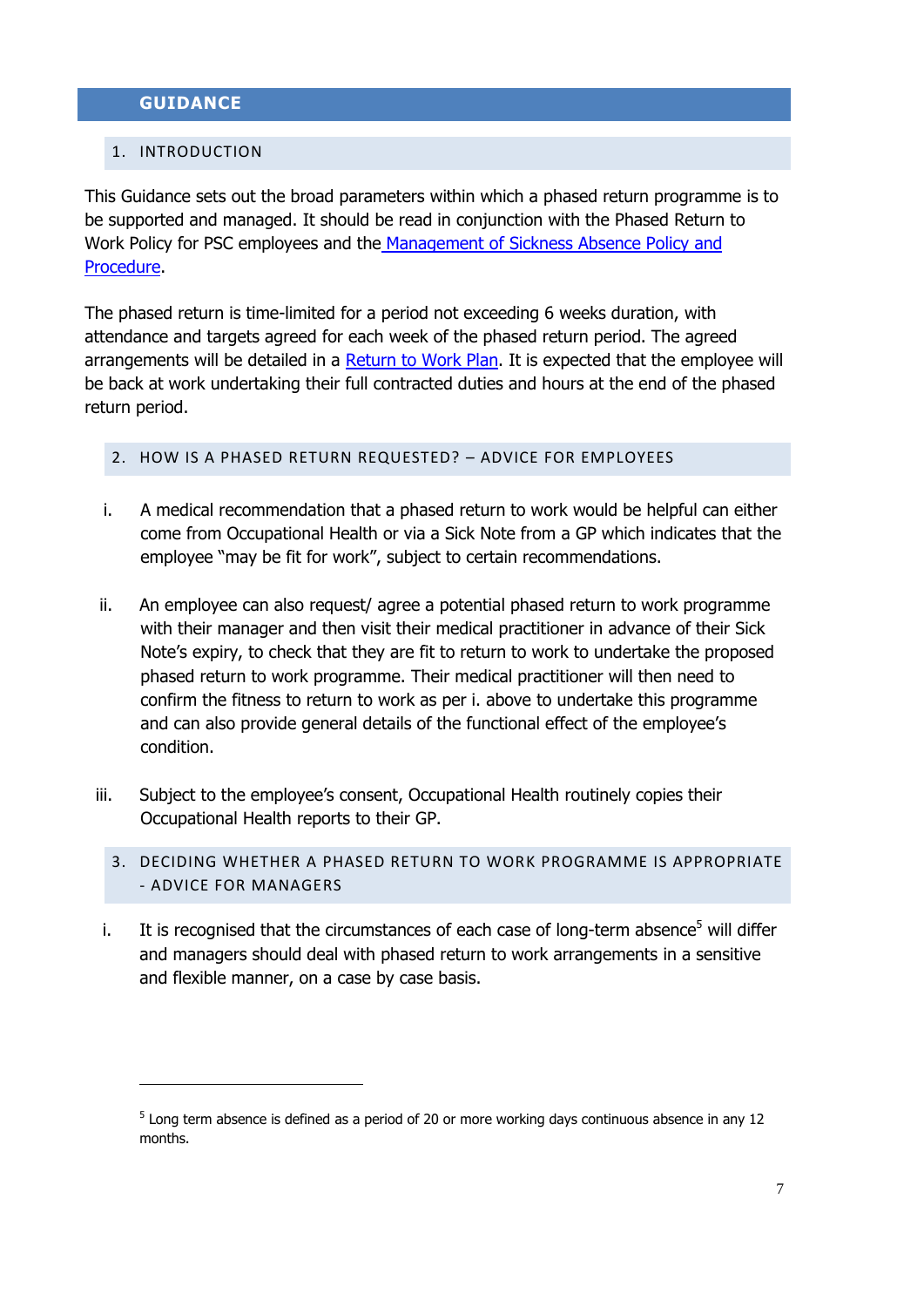# GUIDANCE

## 1. INTRODUCTION

This Guidance sets out the broad parameters within which a phased return programme is to be supported and managed. It should be read in conjunction with the Phased Return to Work Policy for PSC employees and the Management of Sickness Absence Policy and Procedure.

The phased return is time-limited for a period not exceeding 6 weeks duration, with attendance and targets agreed for each week of the phased return period. The agreed arrangements will be detailed in a Return to Work Plan. It is expected that the employee will be back at work undertaking their full contracted duties and hours at the end of the phased return period.

## 2. HOW IS A PHASED RETURN REQUESTED? – ADVICE FOR EMPLOYEES

i. A medical recommendation that a phased return to work would be helpful can either come from Occupational Health or via a Sick Note from a GP which indicates that the employee "may be fit for work", subject to certain recommendations.

ii. An employee can also request/ agree a potential phased return to work programme with their manager and then visit their medical practitioner in advance of their Sick Note's expiry, to check that they are fit to return to work to undertake the proposed phased return to work programme. Their medical practitioner will then need to confirm the fitness to return to work as per i. above to undertake this programme and can also provide general details of the functional effect of the employee's condition.

iii. Subject to the employee's consent, Occupational Health routinely copies their Occupational Health reports to their GP.

## 3. DECIDING WHETHER A PHASED RETURN TO WORK PROGRAMME IS APPROPRIATE - ADVICE FOR MANAGERS

i. It is recognised that the circumstances of each case of long-term absence[5] will differ and managers should deal with phased return to work arrangements in a sensitive and flexible manner, on a case by case basis.

---

[5] Long term absence is defined as a period of 20 or more working days continuous absence in any 12 months.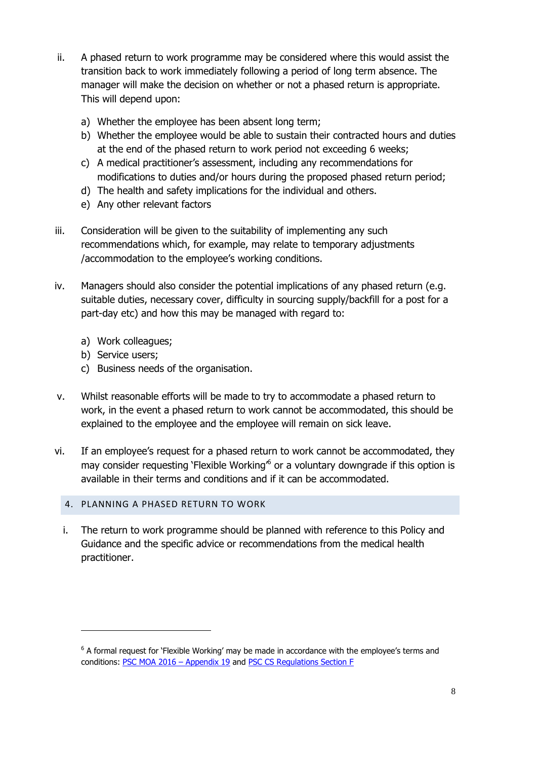ii. A phased return to work programme may be considered where this would assist the transition back to work immediately following a period of long term absence. The manager will make the decision on whether or not a phased return is appropriate. This will depend upon:

    a) Whether the employee has been absent long term;
    b) Whether the employee would be able to sustain their contracted hours and duties at the end of the phased return to work period not exceeding 6 weeks;
    c) A medical practitioner's assessment, including any recommendations for modifications to duties and/or hours during the proposed phased return period;
    d) The health and safety implications for the individual and others.
    e) Any other relevant factors

iii. Consideration will be given to the suitability of implementing any such recommendations which, for example, may relate to temporary adjustments /accommodation to the employee's working conditions.

iv. Managers should also consider the potential implications of any phased return (e.g. suitable duties, necessary cover, difficulty in sourcing supply/backfill for a post for a part-day etc) and how this may be managed with regard to:

    a) Work colleagues;
    b) Service users;
    c) Business needs of the organisation.

v. Whilst reasonable efforts will be made to try to accommodate a phased return to work, in the event a phased return to work cannot be accommodated, this should be explained to the employee and the employee will remain on sick leave.

vi. If an employee's request for a phased return to work cannot be accommodated, they may consider requesting 'Flexible Working'[6] or a voluntary downgrade if this option is available in their terms and conditions and if it can be accommodated.

## 4. PLANNING A PHASED RETURN TO WORK

i. The return to work programme should be planned with reference to this Policy and Guidance and the specific advice or recommendations from the medical health practitioner.

---

[6] A formal request for 'Flexible Working' may be made in accordance with the employee's terms and conditions: PSC MOA 2016 – Appendix 19 and PSC CS Regulations Section F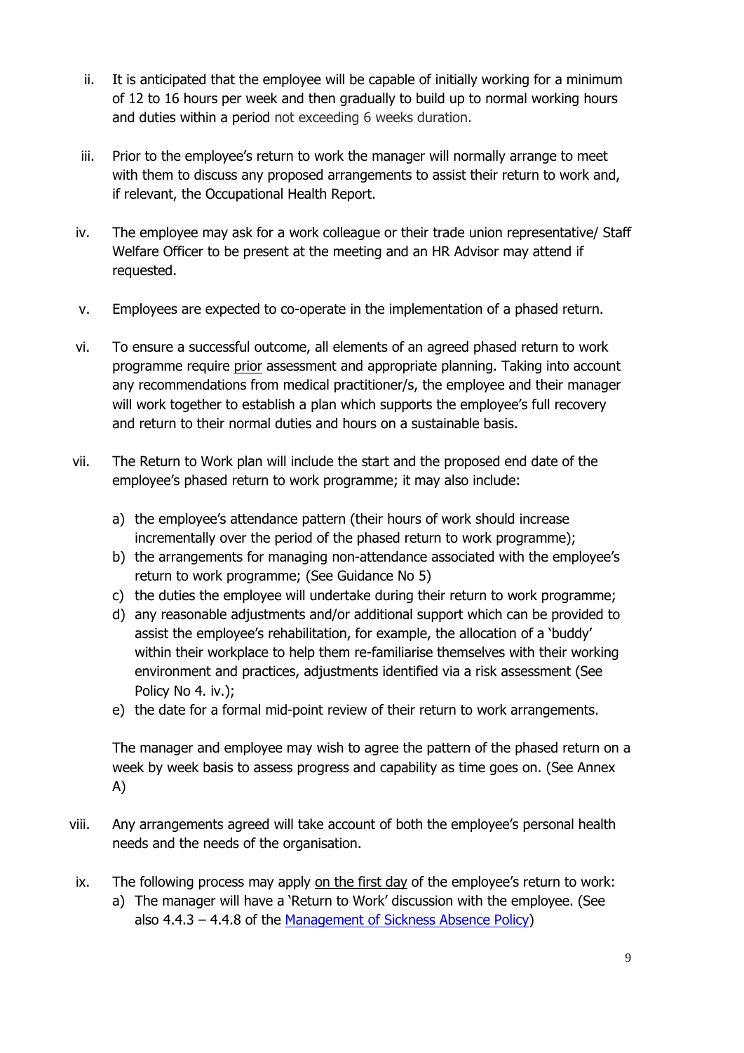ii. It is anticipated that the employee will be capable of initially working for a minimum of 12 to 16 hours per week and then gradually to build up to normal working hours and duties within a period not exceeding 6 weeks duration.

iii. Prior to the employee's return to work the manager will normally arrange to meet with them to discuss any proposed arrangements to assist their return to work and, if relevant, the Occupational Health Report.

iv. The employee may ask for a work colleague or their trade union representative/ Staff Welfare Officer to be present at the meeting and an HR Advisor may attend if requested.

v. Employees are expected to co-operate in the implementation of a phased return.

vi. To ensure a successful outcome, all elements of an agreed phased return to work programme require <u>prior</u> assessment and appropriate planning. Taking into account any recommendations from medical practitioner/s, the employee and their manager will work together to establish a plan which supports the employee's full recovery and return to their normal duties and hours on a sustainable basis.

vii. The Return to Work plan will include the start and the proposed end date of the employee's phased return to work programme; it may also include:

   a) the employee's attendance pattern (their hours of work should increase incrementally over the period of the phased return to work programme);
   b) the arrangements for managing non-attendance associated with the employee's return to work programme; (See Guidance No 5)
   c) the duties the employee will undertake during their return to work programme;
   d) any reasonable adjustments and/or additional support which can be provided to assist the employee's rehabilitation, for example, the allocation of a 'buddy' within their workplace to help them re-familiarise themselves with their working environment and practices, adjustments identified via a risk assessment (See Policy No 4. iv.);
   e) the date for a formal mid-point review of their return to work arrangements.

   The manager and employee may wish to agree the pattern of the phased return on a week by week basis to assess progress and capability as time goes on. (See Annex A)

viii. Any arrangements agreed will take account of both the employee's personal health needs and the needs of the organisation.

ix. The following process may apply <u>on the first day</u> of the employee's return to work:

   a) The manager will have a 'Return to Work' discussion with the employee. (See also 4.4.3 – 4.4.8 of the [Management of Sickness Absence Policy](Management of Sickness Absence Policy))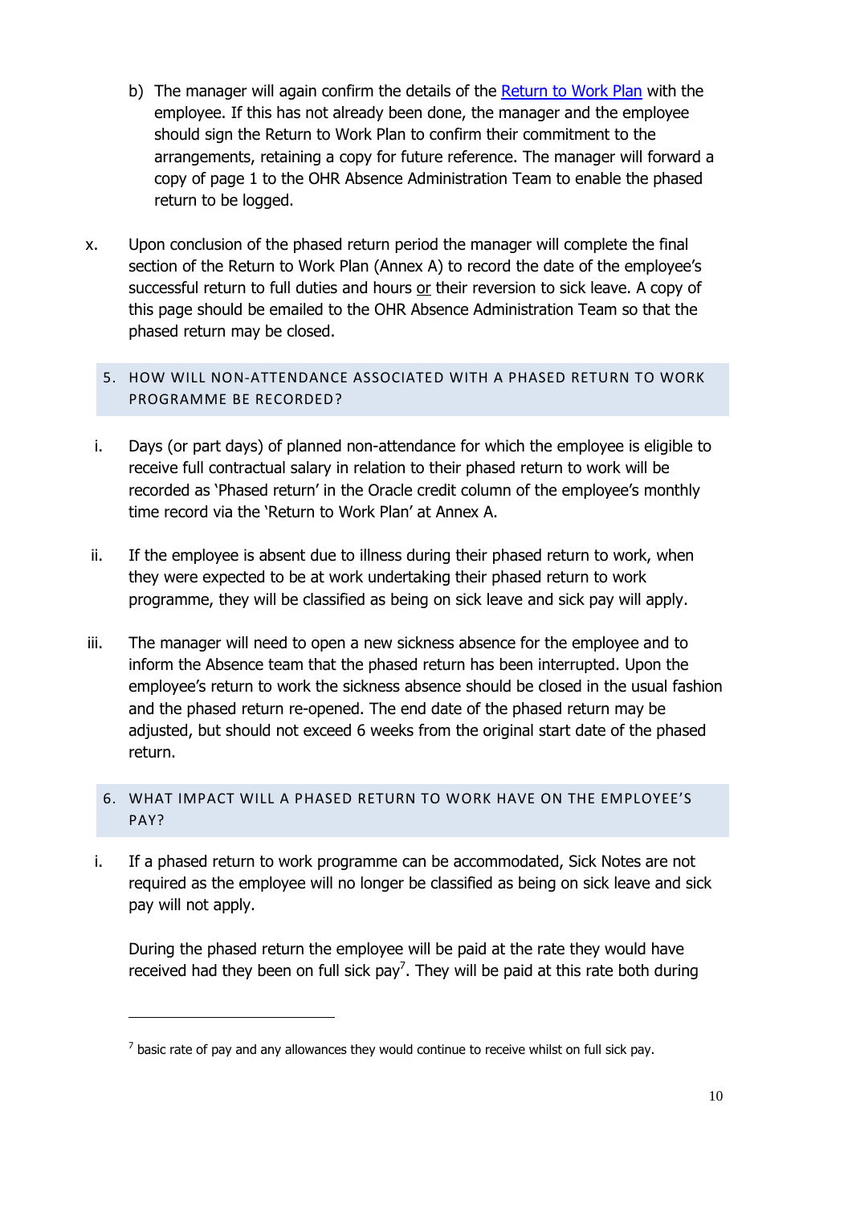b) The manager will again confirm the details of the Return to Work Plan with the employee. If this has not already been done, the manager and the employee should sign the Return to Work Plan to confirm their commitment to the arrangements, retaining a copy for future reference. The manager will forward a copy of page 1 to the OHR Absence Administration Team to enable the phased return to be logged.

x. Upon conclusion of the phased return period the manager will complete the final section of the Return to Work Plan (Annex A) to record the date of the employee's successful return to full duties and hours or their reversion to sick leave. A copy of this page should be emailed to the OHR Absence Administration Team so that the phased return may be closed.

## 5. HOW WILL NON-ATTENDANCE ASSOCIATED WITH A PHASED RETURN TO WORK PROGRAMME BE RECORDED?

i. Days (or part days) of planned non-attendance for which the employee is eligible to receive full contractual salary in relation to their phased return to work will be recorded as 'Phased return' in the Oracle credit column of the employee's monthly time record via the 'Return to Work Plan' at Annex A.

ii. If the employee is absent due to illness during their phased return to work, when they were expected to be at work undertaking their phased return to work programme, they will be classified as being on sick leave and sick pay will apply.

iii. The manager will need to open a new sickness absence for the employee and to inform the Absence team that the phased return has been interrupted. Upon the employee's return to work the sickness absence should be closed in the usual fashion and the phased return re-opened. The end date of the phased return may be adjusted, but should not exceed 6 weeks from the original start date of the phased return.

## 6. WHAT IMPACT WILL A PHASED RETURN TO WORK HAVE ON THE EMPLOYEE'S PAY?

i. If a phased return to work programme can be accommodated, Sick Notes are not required as the employee will no longer be classified as being on sick leave and sick pay will not apply.

During the phased return the employee will be paid at the rate they would have received had they been on full sick pay[7]. They will be paid at this rate both during

[7] basic rate of pay and any allowances they would continue to receive whilst on full sick pay.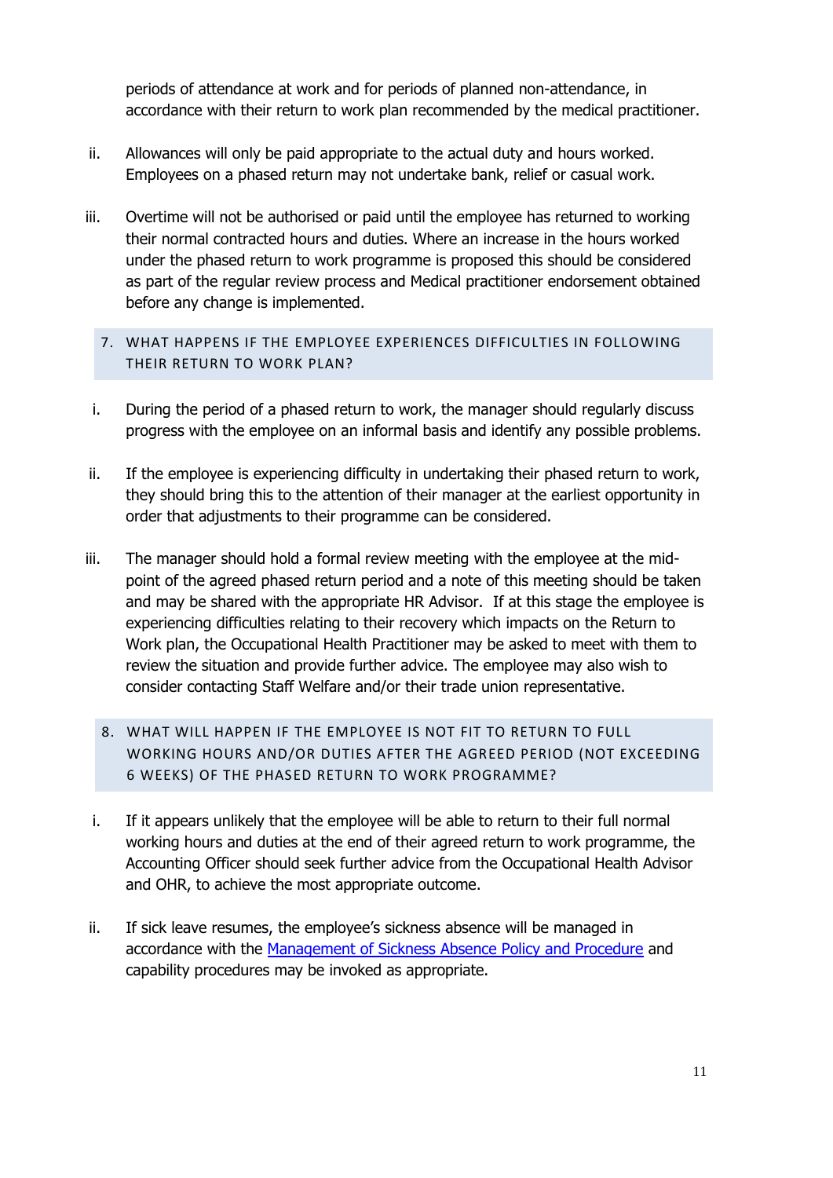periods of attendance at work and for periods of planned non-attendance, in accordance with their return to work plan recommended by the medical practitioner.

ii. Allowances will only be paid appropriate to the actual duty and hours worked. Employees on a phased return may not undertake bank, relief or casual work.

iii. Overtime will not be authorised or paid until the employee has returned to working their normal contracted hours and duties. Where an increase in the hours worked under the phased return to work programme is proposed this should be considered as part of the regular review process and Medical practitioner endorsement obtained before any change is implemented.

## 7. WHAT HAPPENS IF THE EMPLOYEE EXPERIENCES DIFFICULTIES IN FOLLOWING THEIR RETURN TO WORK PLAN?

i. During the period of a phased return to work, the manager should regularly discuss progress with the employee on an informal basis and identify any possible problems.

ii. If the employee is experiencing difficulty in undertaking their phased return to work, they should bring this to the attention of their manager at the earliest opportunity in order that adjustments to their programme can be considered.

iii. The manager should hold a formal review meeting with the employee at the mid-point of the agreed phased return period and a note of this meeting should be taken and may be shared with the appropriate HR Advisor. If at this stage the employee is experiencing difficulties relating to their recovery which impacts on the Return to Work plan, the Occupational Health Practitioner may be asked to meet with them to review the situation and provide further advice. The employee may also wish to consider contacting Staff Welfare and/or their trade union representative.

## 8. WHAT WILL HAPPEN IF THE EMPLOYEE IS NOT FIT TO RETURN TO FULL WORKING HOURS AND/OR DUTIES AFTER THE AGREED PERIOD (NOT EXCEEDING 6 WEEKS) OF THE PHASED RETURN TO WORK PROGRAMME?

i. If it appears unlikely that the employee will be able to return to their full normal working hours and duties at the end of their agreed return to work programme, the Accounting Officer should seek further advice from the Occupational Health Advisor and OHR, to achieve the most appropriate outcome.

ii. If sick leave resumes, the employee's sickness absence will be managed in accordance with the Management of Sickness Absence Policy and Procedure and capability procedures may be invoked as appropriate.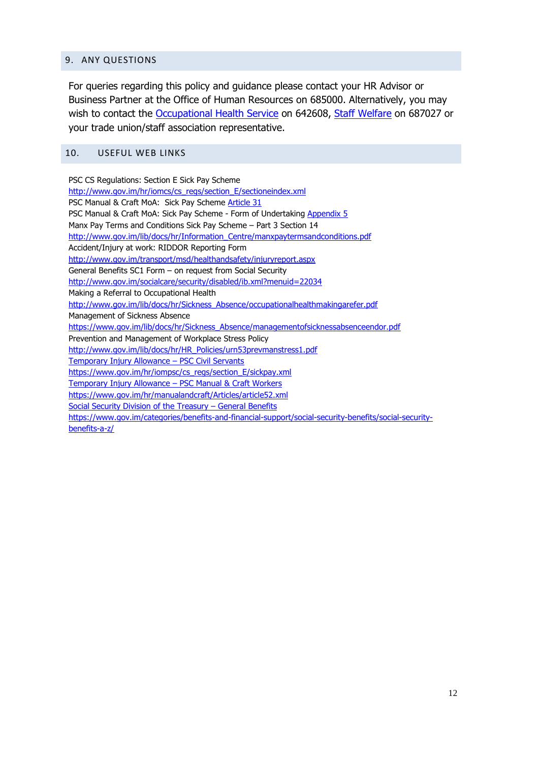## 9. ANY QUESTIONS

For queries regarding this policy and guidance please contact your HR Advisor or Business Partner at the Office of Human Resources on 685000. Alternatively, you may wish to contact the Occupational Health Service on 642608, Staff Welfare on 687027 or your trade union/staff association representative.

## 10. USEFUL WEB LINKS

PSC CS Regulations: Section E Sick Pay Scheme
http://www.gov.im/hr/iomcs/cs_regs/section_E/sectioneindex.xml
PSC Manual & Craft MoA: Sick Pay Scheme Article 31
PSC Manual & Craft MoA: Sick Pay Scheme - Form of Undertaking Appendix 5
Manx Pay Terms and Conditions Sick Pay Scheme – Part 3 Section 14
http://www.gov.im/lib/docs/hr/Information_Centre/manxpaytermsandconditions.pdf
Accident/Injury at work: RIDDOR Reporting Form
http://www.gov.im/transport/msd/healthandsafety/injuryreport.aspx
General Benefits SC1 Form – on request from Social Security
http://www.gov.im/socialcare/security/disabled/ib.xml?menuid=22034
Making a Referral to Occupational Health
http://www.gov.im/lib/docs/hr/Sickness_Absence/occupationalhealthmakingarefer.pdf
Management of Sickness Absence
https://www.gov.im/lib/docs/hr/Sickness_Absence/managementofsicknessabsenceendor.pdf
Prevention and Management of Workplace Stress Policy
http://www.gov.im/lib/docs/hr/HR_Policies/urn53prevmanstress1.pdf
Temporary Injury Allowance – PSC Civil Servants
https://www.gov.im/hr/iompsc/cs_regs/section_E/sickpay.xml
Temporary Injury Allowance – PSC Manual & Craft Workers
https://www.gov.im/hr/manualandcraft/Articles/article52.xml
Social Security Division of the Treasury – General Benefits
https://www.gov.im/categories/benefits-and-financial-support/social-security-benefits/social-security-benefits-a-z/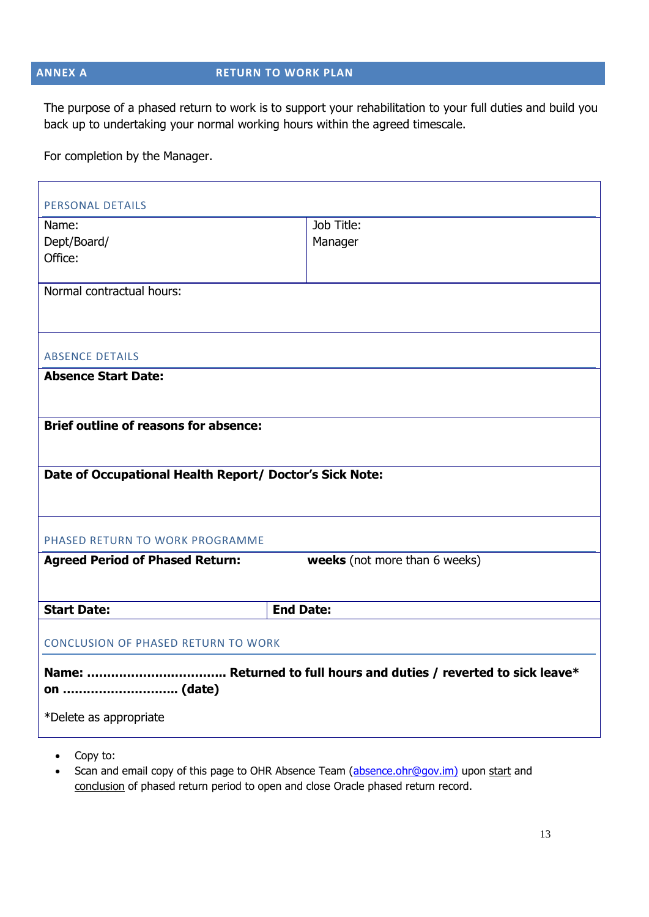## ANNEX A — RETURN TO WORK PLAN

The purpose of a phased return to work is to support your rehabilitation to your full duties and build you back up to undertaking your normal working hours within the agreed timescale.

For completion by the Manager.

### PERSONAL DETAILS

| | |
|---|---|
| Name:<br>Dept/Board/<br>Office: | Job Title:<br>Manager |
| Normal contractual hours: | |

### ABSENCE DETAILS

**Absence Start Date:**

**Brief outline of reasons for absence:**

**Date of Occupational Health Report/ Doctor's Sick Note:**

### PHASED RETURN TO WORK PROGRAMME

| | |
|---|---|
| **Agreed Period of Phased Return:** | **weeks** (not more than 6 weeks) |
| **Start Date:** | **End Date:** |

### CONCLUSION OF PHASED RETURN TO WORK

**Name: …………………………… Returned to full hours and duties / reverted to sick leave\* on ………………………. (date)**

*Delete as appropriate

- Copy to:
- Scan and email copy of this page to OHR Absence Team (absence.ohr@gov.im) upon start and conclusion of phased return period to open and close Oracle phased return record.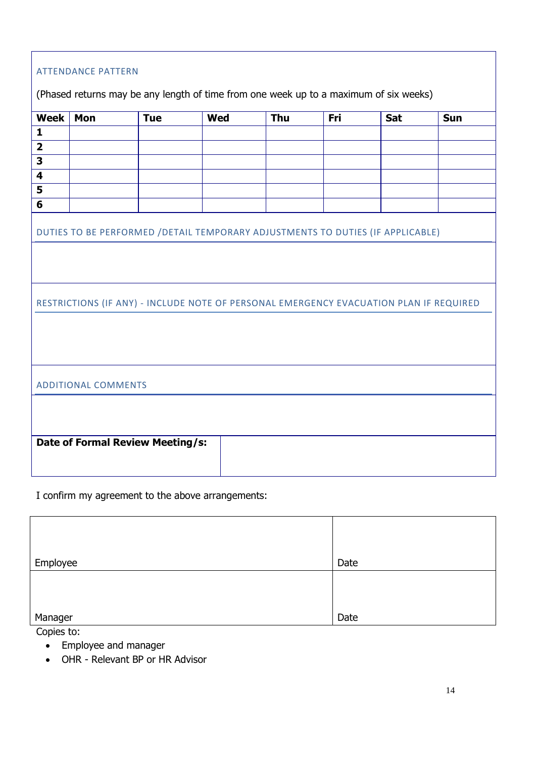## ATTENDANCE PATTERN

(Phased returns may be any length of time from one week up to a maximum of six weeks)

| Week | Mon | Tue | Wed | Thu | Fri | Sat | Sun |
|---|---|---|---|---|---|---|---|
| **1** | | | | | | | |
| **2** | | | | | | | |
| **3** | | | | | | | |
| **4** | | | | | | | |
| **5** | | | | | | | |
| **6** | | | | | | | |

## DUTIES TO BE PERFORMED /DETAIL TEMPORARY ADJUSTMENTS TO DUTIES (IF APPLICABLE)

## RESTRICTIONS (IF ANY) - INCLUDE NOTE OF PERSONAL EMERGENCY EVACUATION PLAN IF REQUIRED

## ADDITIONAL COMMENTS

| **Date of Formal Review Meeting/s:** | |
|---|---|

I confirm my agreement to the above arrangements:

| | |
|---|---|
| Employee | Date |
| Manager | Date |

Copies to:

- Employee and manager
- OHR - Relevant BP or HR Advisor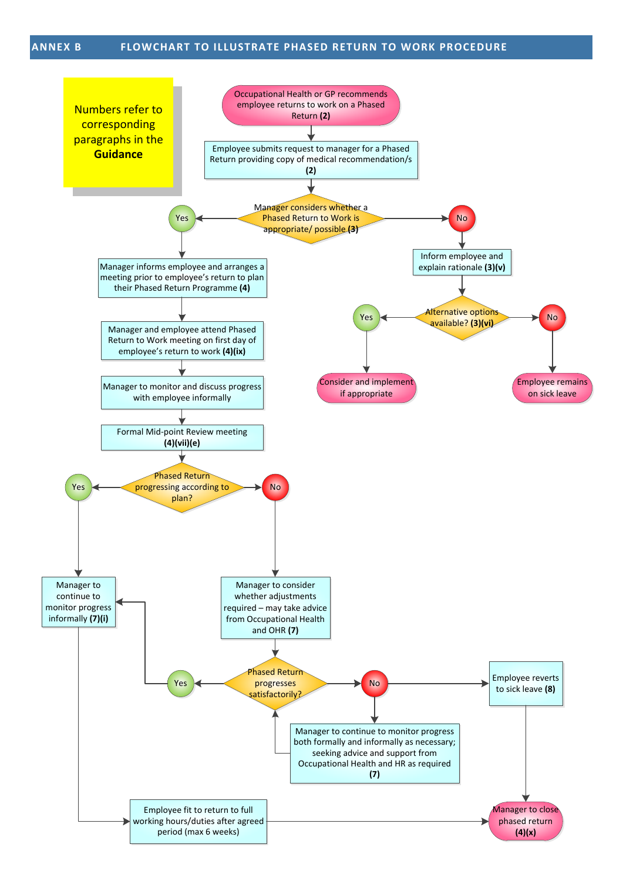# ANNEX B FLOWCHART TO ILLUSTRATE PHASED RETURN TO WORK PROCEDURE

Numbers refer to corresponding paragraphs in the **Guidance**

Occupational Health or GP recommends employee returns to work on a Phased Return **(2)**

Employee submits request to manager for a Phased Return providing copy of medical recommendation/s **(2)**

Manager considers whether a Phased Return to Work is appropriate/ possible **(3)**

Yes

Manager informs employee and arranges a meeting prior to employee's return to plan their Phased Return Programme **(4)**

Manager and employee attend Phased Return to Work meeting on first day of employee's return to work **(4)(ix)**

Manager to monitor and discuss progress with employee informally

Formal Mid-point Review meeting **(4)(vii)(e)**

Phased Return progressing according to plan?

Yes

Manager to continue to monitor progress informally **(7)(i)**

No

Manager to consider whether adjustments required – may take advice from Occupational Health and OHR **(7)**

Phased Return progresses satisfactorily?

Yes

No

Manager to continue to monitor progress both formally and informally as necessary; seeking advice and support from Occupational Health and HR as required **(7)**

Employee reverts to sick leave **(8)**

Employee fit to return to full working hours/duties after agreed period (max 6 weeks)

Manager to close phased return **(4)(x)**

No

Inform employee and explain rationale **(3)(v)**

Alternative options available? **(3)(vi)**

Yes

Consider and implement if appropriate

No

Employee remains on sick leave